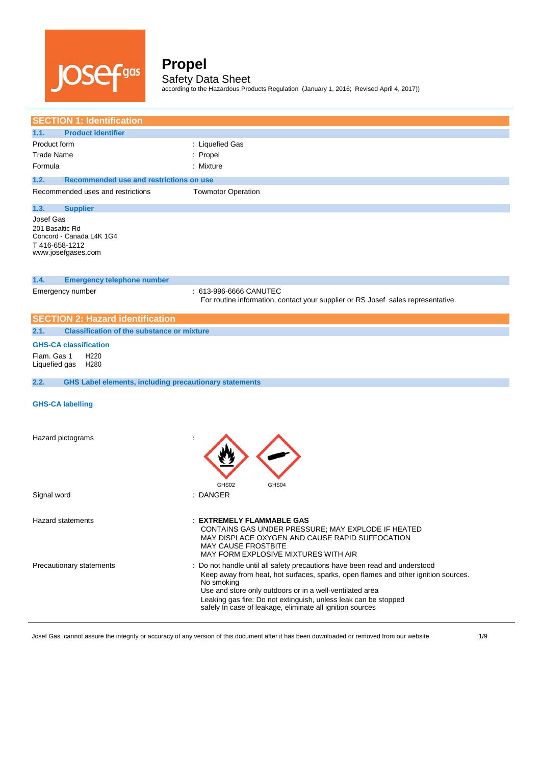# Propel

Safety Data Sheet

according to the Hazardous Products Regulation (January 1, 2016; Revised April 4, 2017))

## SECTION 1: Identification

### 1.1. Product identifier

| | |
|---|---|
| Product form | : Liquefied Gas |
| Trade Name | : Propel |
| Formula | : Mixture |

### 1.2. Recommended use and restrictions on use

| | |
|---|---|
| Recommended uses and restrictions | Towmotor Operation |

### 1.3. Supplier

Josef Gas
201 Basaltic Rd
Concord - Canada L4K 1G4
T 416-658-1212
www.josefgases.com

### 1.4. Emergency telephone number

| | |
|---|---|
| Emergency number | : 613-996-6666 CANUTEC<br>For routine information, contact your supplier or RS Josef sales representative. |

## SECTION 2: Hazard identification

### 2.1. Classification of the substance or mixture

**GHS-CA classification**

Flam. Gas 1 H220
Liquefied gas H280

### 2.2. GHS Label elements, including precautionary statements

**GHS-CA labelling**

| | |
|---|---|
| Hazard pictograms | : GHS02 GHS04 |
| Signal word | : DANGER |
| Hazard statements | : **EXTREMELY FLAMMABLE GAS**<br>CONTAINS GAS UNDER PRESSURE; MAY EXPLODE IF HEATED<br>MAY DISPLACE OXYGEN AND CAUSE RAPID SUFFOCATION<br>MAY CAUSE FROSTBITE<br>MAY FORM EXPLOSIVE MIXTURES WITH AIR |
| Precautionary statements | : Do not handle until all safety precautions have been read and understood<br>Keep away from heat, hot surfaces, sparks, open flames and other ignition sources. No smoking<br>Use and store only outdoors or in a well-ventilated area<br>Leaking gas fire: Do not extinguish, unless leak can be stopped safely In case of leakage, eliminate all ignition sources |

Josef Gas cannot assure the integrity or accuracy of any version of this document after it has been downloaded or removed from our website.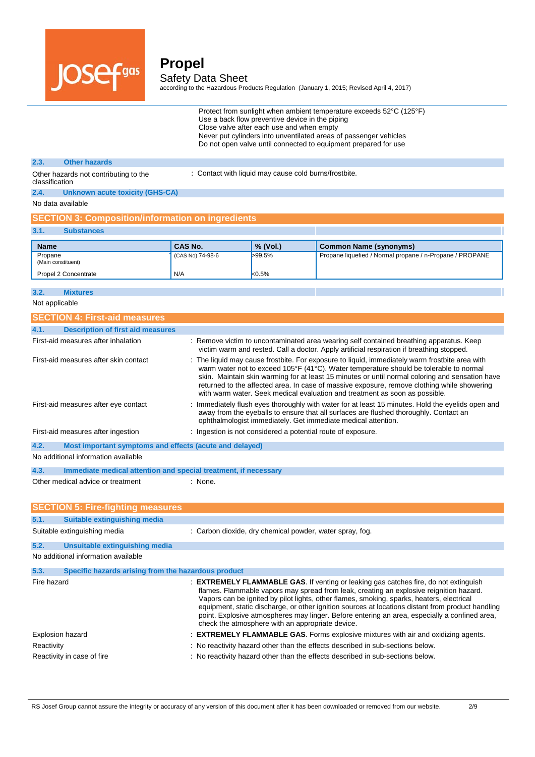Protect from sunlight when ambient temperature exceeds 52°C (125°F)
Use a back flow preventive device in the piping
Close valve after each use and when empty
Never put cylinders into unventilated areas of passenger vehicles
Do not open valve until connected to equipment prepared for use

### 2.3. Other hazards

Other hazards not contributing to the classification : Contact with liquid may cause cold burns/frostbite.

### 2.4. Unknown acute toxicity (GHS-CA)

No data available

## SECTION 3: Composition/information on ingredients

### 3.1. Substances

| Name | CAS No. | % (Vol.) | Common Name (synonyms) |
|---|---|---|---|
| Propane (Main constituent) | (CAS No) 74-98-6 | >99.5% | Propane liquefied / Normal propane / n-Propane / PROPANE |
| Propel 2 Concentrate | N/A | <0.5% | |

### 3.2. Mixtures

Not applicable

## SECTION 4: First-aid measures

### 4.1. Description of first aid measures

First-aid measures after inhalation : Remove victim to uncontaminated area wearing self contained breathing apparatus. Keep victim warm and rested. Call a doctor. Apply artificial respiration if breathing stopped.

First-aid measures after skin contact : The liquid may cause frostbite. For exposure to liquid, immediately warm frostbite area with warm water not to exceed 105°F (41°C). Water temperature should be tolerable to normal skin. Maintain skin warming for at least 15 minutes or until normal coloring and sensation have returned to the affected area. In case of massive exposure, remove clothing while showering with warm water. Seek medical evaluation and treatment as soon as possible.

First-aid measures after eye contact : Immediately flush eyes thoroughly with water for at least 15 minutes. Hold the eyelids open and away from the eyeballs to ensure that all surfaces are flushed thoroughly. Contact an ophthalmologist immediately. Get immediate medical attention.

First-aid measures after ingestion : Ingestion is not considered a potential route of exposure.

### 4.2. Most important symptoms and effects (acute and delayed)

No additional information available

### 4.3. Immediate medical attention and special treatment, if necessary

Other medical advice or treatment : None.

## SECTION 5: Fire-fighting measures

### 5.1. Suitable extinguishing media

Suitable extinguishing media : Carbon dioxide, dry chemical powder, water spray, fog.

### 5.2. Unsuitable extinguishing media

No additional information available

### 5.3. Specific hazards arising from the hazardous product

Fire hazard : **EXTREMELY FLAMMABLE GAS**. If venting or leaking gas catches fire, do not extinguish flames. Flammable vapors may spread from leak, creating an explosive reignition hazard. Vapors can be ignited by pilot lights, other flames, smoking, sparks, heaters, electrical equipment, static discharge, or other ignition sources at locations distant from product handling point. Explosive atmospheres may linger. Before entering an area, especially a confined area, check the atmosphere with an appropriate device.

Explosion hazard : **EXTREMELY FLAMMABLE GAS**. Forms explosive mixtures with air and oxidizing agents.

Reactivity : No reactivity hazard other than the effects described in sub-sections below.

Reactivity in case of fire : No reactivity hazard other than the effects described in sub-sections below.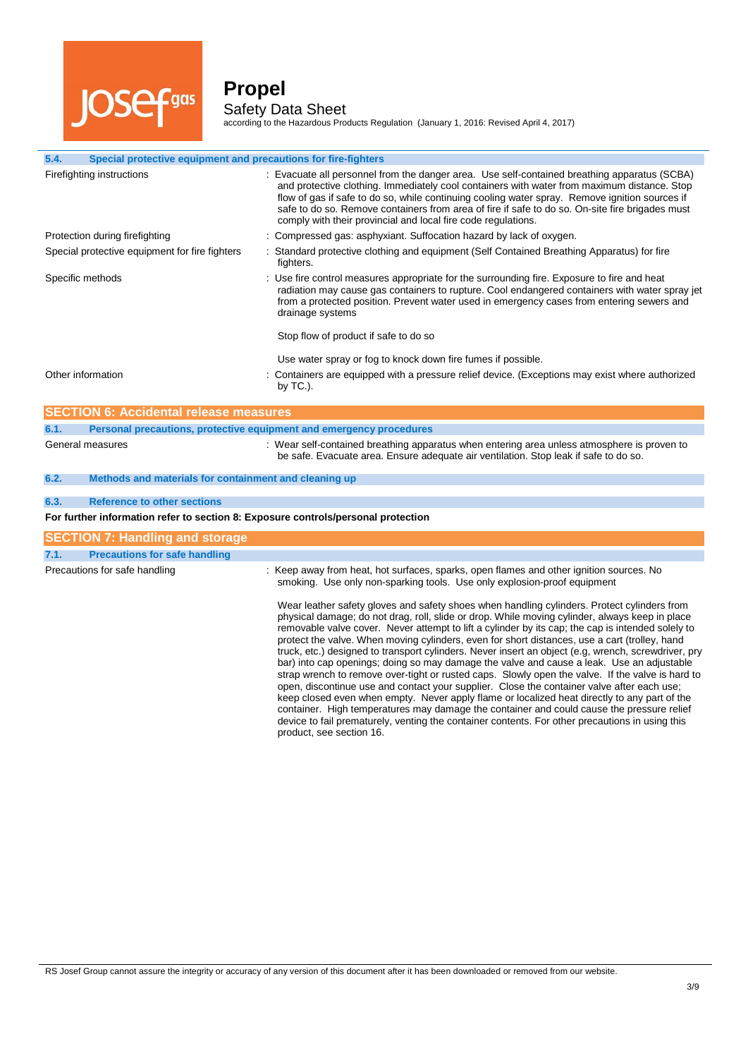### 5.4. Special protective equipment and precautions for fire-fighters

| | |
|---|---|
| Firefighting instructions | : Evacuate all personnel from the danger area. Use self-contained breathing apparatus (SCBA) and protective clothing. Immediately cool containers with water from maximum distance. Stop flow of gas if safe to do so, while continuing cooling water spray. Remove ignition sources if safe to do so. Remove containers from area of fire if safe to do so. On-site fire brigades must comply with their provincial and local fire code regulations. |
| Protection during firefighting | : Compressed gas: asphyxiant. Suffocation hazard by lack of oxygen. |
| Special protective equipment for fire fighters | : Standard protective clothing and equipment (Self Contained Breathing Apparatus) for fire fighters. |
| Specific methods | : Use fire control measures appropriate for the surrounding fire. Exposure to fire and heat radiation may cause gas containers to rupture. Cool endangered containers with water spray jet from a protected position. Prevent water used in emergency cases from entering sewers and drainage systems<br><br>Stop flow of product if safe to do so<br><br>Use water spray or fog to knock down fire fumes if possible. |
| Other information | : Containers are equipped with a pressure relief device. (Exceptions may exist where authorized by TC.). |

## SECTION 6: Accidental release measures

### 6.1. Personal precautions, protective equipment and emergency procedures

| | |
|---|---|
| General measures | : Wear self-contained breathing apparatus when entering area unless atmosphere is proven to be safe. Evacuate area. Ensure adequate air ventilation. Stop leak if safe to do so. |

### 6.2. Methods and materials for containment and cleaning up

### 6.3. Reference to other sections

**For further information refer to section 8: Exposure controls/personal protection**

## SECTION 7: Handling and storage

### 7.1. Precautions for safe handling

| | |
|---|---|
| Precautions for safe handling | : Keep away from heat, hot surfaces, sparks, open flames and other ignition sources. No smoking. Use only non-sparking tools. Use only explosion-proof equipment<br><br>Wear leather safety gloves and safety shoes when handling cylinders. Protect cylinders from physical damage; do not drag, roll, slide or drop. While moving cylinder, always keep in place removable valve cover. Never attempt to lift a cylinder by its cap; the cap is intended solely to protect the valve. When moving cylinders, even for short distances, use a cart (trolley, hand truck, etc.) designed to transport cylinders. Never insert an object (e.g, wrench, screwdriver, pry bar) into cap openings; doing so may damage the valve and cause a leak. Use an adjustable strap wrench to remove over-tight or rusted caps. Slowly open the valve. If the valve is hard to open, discontinue use and contact your supplier. Close the container valve after each use; keep closed even when empty. Never apply flame or localized heat directly to any part of the container. High temperatures may damage the container and could cause the pressure relief device to fail prematurely, venting the container contents. For other precautions in using this product, see section 16. |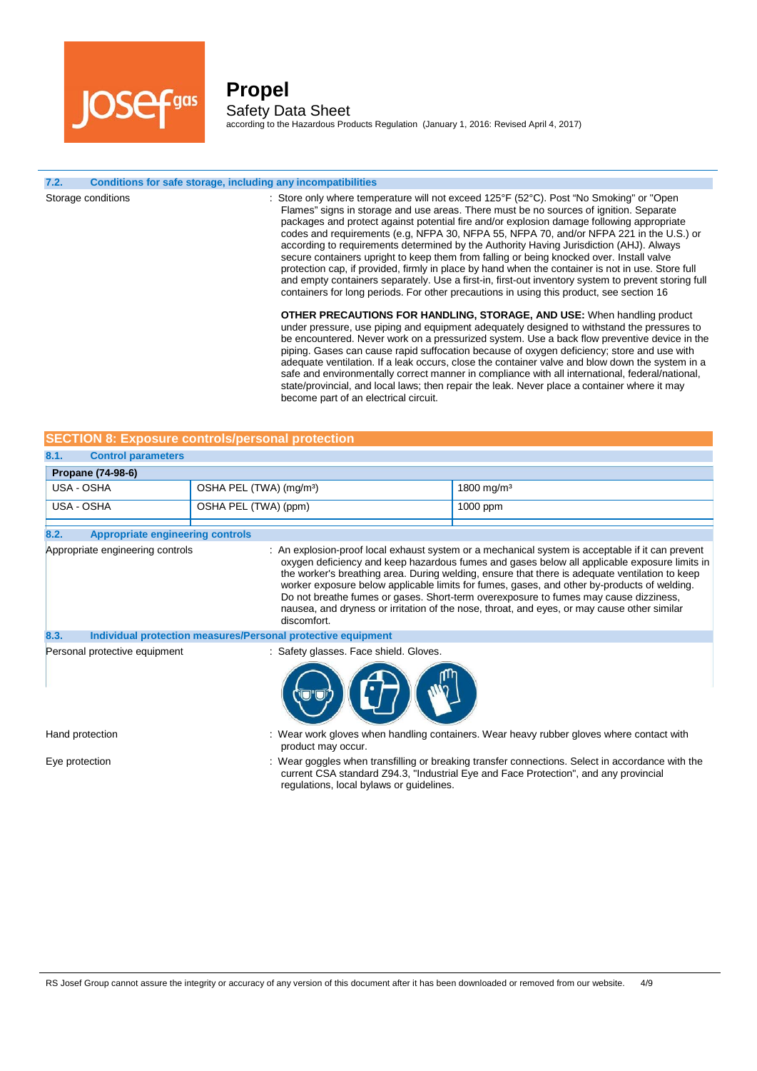### 7.2. Conditions for safe storage, including any incompatibilities

Storage conditions : Store only where temperature will not exceed 125°F (52°C). Post “No Smoking” or "Open Flames” signs in storage and use areas. There must be no sources of ignition. Separate packages and protect against potential fire and/or explosion damage following appropriate codes and requirements (e.g, NFPA 30, NFPA 55, NFPA 70, and/or NFPA 221 in the U.S.) or according to requirements determined by the Authority Having Jurisdiction (AHJ). Always secure containers upright to keep them from falling or being knocked over. Install valve protection cap, if provided, firmly in place by hand when the container is not in use. Store full and empty containers separately. Use a first-in, first-out inventory system to prevent storing full containers for long periods. For other precautions in using this product, see section 16

**OTHER PRECAUTIONS FOR HANDLING, STORAGE, AND USE:** When handling product under pressure, use piping and equipment adequately designed to withstand the pressures to be encountered. Never work on a pressurized system. Use a back flow preventive device in the piping. Gases can cause rapid suffocation because of oxygen deficiency; store and use with adequate ventilation. If a leak occurs, close the container valve and blow down the system in a safe and environmentally correct manner in compliance with all international, federal/national, state/provincial, and local laws; then repair the leak. Never place a container where it may become part of an electrical circuit.

## SECTION 8: Exposure controls/personal protection

### 8.1. Control parameters

| Propane (74-98-6) | | |
|---|---|---|
| USA - OSHA | OSHA PEL (TWA) (mg/m³) | 1800 mg/m³ |
| USA - OSHA | OSHA PEL (TWA) (ppm) | 1000 ppm |

### 8.2. Appropriate engineering controls

Appropriate engineering controls : An explosion-proof local exhaust system or a mechanical system is acceptable if it can prevent oxygen deficiency and keep hazardous fumes and gases below all applicable exposure limits in the worker's breathing area. During welding, ensure that there is adequate ventilation to keep worker exposure below applicable limits for fumes, gases, and other by-products of welding. Do not breathe fumes or gases. Short-term overexposure to fumes may cause dizziness, nausea, and dryness or irritation of the nose, throat, and eyes, or may cause other similar discomfort.

### 8.3. Individual protection measures/Personal protective equipment

Personal protective equipment : Safety glasses. Face shield. Gloves.

Hand protection : Wear work gloves when handling containers. Wear heavy rubber gloves where contact with product may occur.

Eye protection : Wear goggles when transfilling or breaking transfer connections. Select in accordance with the current CSA standard Z94.3, "Industrial Eye and Face Protection", and any provincial regulations, local bylaws or guidelines.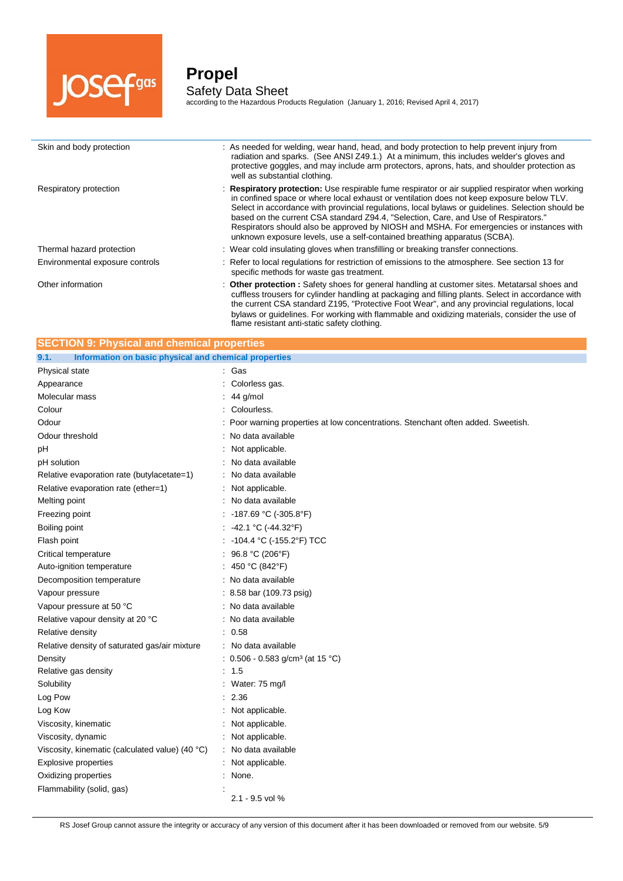| | |
|---|---|
| Skin and body protection | : As needed for welding, wear hand, head, and body protection to help prevent injury from radiation and sparks. (See ANSI Z49.1.) At a minimum, this includes welder's gloves and protective goggles, and may include arm protectors, aprons, hats, and shoulder protection as well as substantial clothing. |
| Respiratory protection | : **Respiratory protection:** Use respirable fume respirator or air supplied respirator when working in confined space or where local exhaust or ventilation does not keep exposure below TLV. Select in accordance with provincial regulations, local bylaws or guidelines. Selection should be based on the current CSA standard Z94.4, "Selection, Care, and Use of Respirators." Respirators should also be approved by NIOSH and MSHA. For emergencies or instances with unknown exposure levels, use a self-contained breathing apparatus (SCBA). |
| Thermal hazard protection | : Wear cold insulating gloves when transfilling or breaking transfer connections. |
| Environmental exposure controls | : Refer to local regulations for restriction of emissions to the atmosphere. See section 13 for specific methods for waste gas treatment. |
| Other information | : **Other protection :** Safety shoes for general handling at customer sites. Metatarsal shoes and cuffless trousers for cylinder handling at packaging and filling plants. Select in accordance with the current CSA standard Z195, "Protective Foot Wear", and any provincial regulations, local bylaws or guidelines. For working with flammable and oxidizing materials, consider the use of flame resistant anti-static safety clothing. |

## SECTION 9: Physical and chemical properties

### 9.1. Information on basic physical and chemical properties

| | |
|---|---|
| Physical state | : Gas |
| Appearance | : Colorless gas. |
| Molecular mass | : 44 g/mol |
| Colour | : Colourless. |
| Odour | : Poor warning properties at low concentrations. Stenchant often added. Sweetish. |
| Odour threshold | : No data available |
| pH | : Not applicable. |
| pH solution | : No data available |
| Relative evaporation rate (butylacetate=1) | : No data available |
| Relative evaporation rate (ether=1) | : Not applicable. |
| Melting point | : No data available |
| Freezing point | : -187.69 °C (-305.8°F) |
| Boiling point | : -42.1 °C (-44.32°F) |
| Flash point | : -104.4 °C (-155.2°F) TCC |
| Critical temperature | : 96.8 °C (206°F) |
| Auto-ignition temperature | : 450 °C (842°F) |
| Decomposition temperature | : No data available |
| Vapour pressure | : 8.58 bar (109.73 psig) |
| Vapour pressure at 50 °C | : No data available |
| Relative vapour density at 20 °C | : No data available |
| Relative density | : 0.58 |
| Relative density of saturated gas/air mixture | : No data available |
| Density | : 0.506 - 0.583 g/cm³ (at 15 °C) |
| Relative gas density | : 1.5 |
| Solubility | : Water: 75 mg/l |
| Log Pow | : 2.36 |
| Log Kow | : Not applicable. |
| Viscosity, kinematic | : Not applicable. |
| Viscosity, dynamic | : Not applicable. |
| Viscosity, kinematic (calculated value) (40 °C) | : No data available |
| Explosive properties | : Not applicable. |
| Oxidizing properties | : None. |
| Flammability (solid, gas) | : 2.1 - 9.5 vol % |

RS Josef Group cannot assure the integrity or accuracy of any version of this document after it has been downloaded or removed from our website.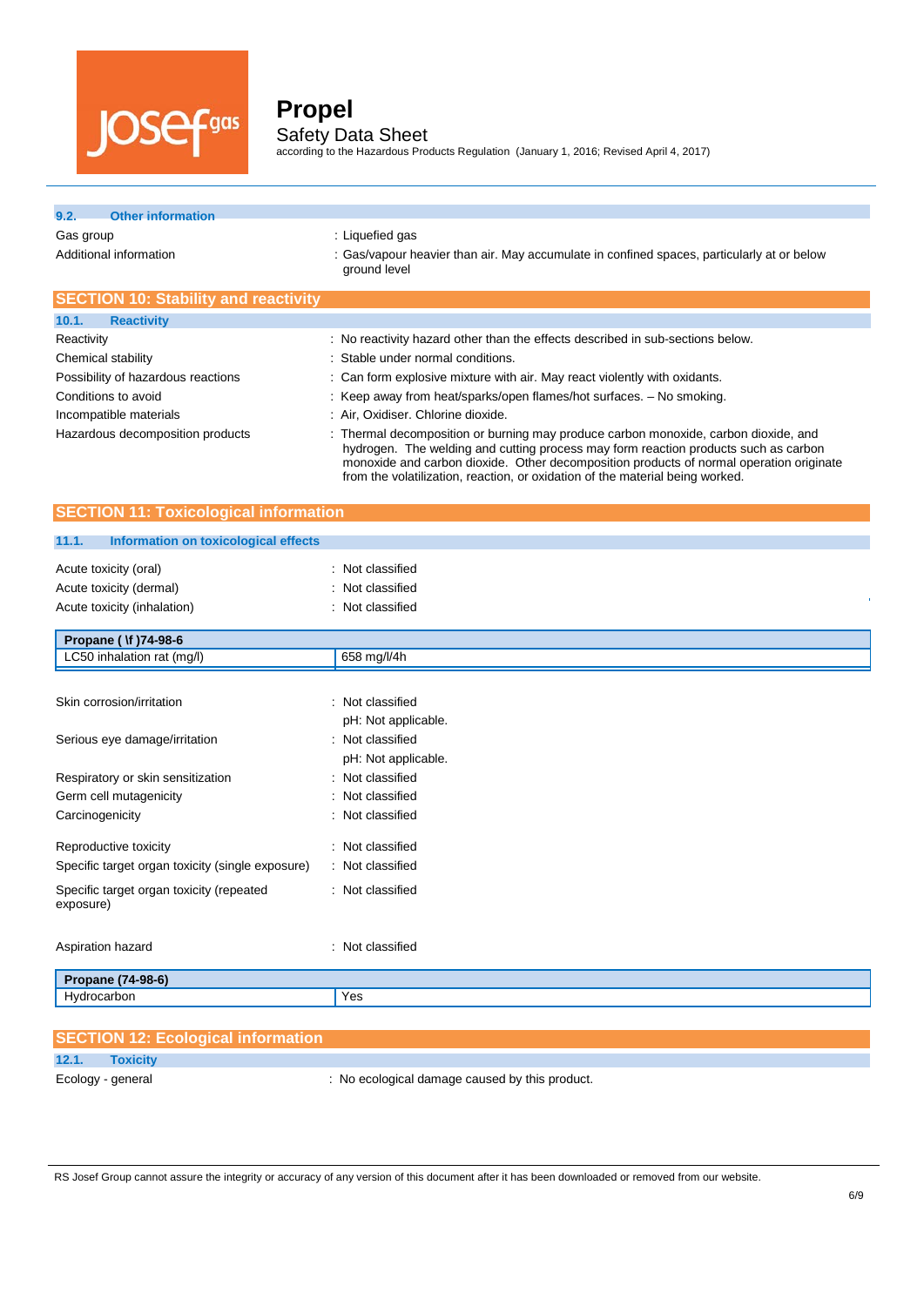### 9.2. Other information

Gas group : Liquefied gas

Additional information : Gas/vapour heavier than air. May accumulate in confined spaces, particularly at or below ground level

## SECTION 10: Stability and reactivity

### 10.1. Reactivity

Reactivity : No reactivity hazard other than the effects described in sub-sections below.

Chemical stability : Stable under normal conditions.

Possibility of hazardous reactions : Can form explosive mixture with air. May react violently with oxidants.

Conditions to avoid : Keep away from heat/sparks/open flames/hot surfaces. – No smoking.

Incompatible materials : Air, Oxidiser. Chlorine dioxide.

Hazardous decomposition products : Thermal decomposition or burning may produce carbon monoxide, carbon dioxide, and hydrogen. The welding and cutting process may form reaction products such as carbon monoxide and carbon dioxide. Other decomposition products of normal operation originate from the volatilization, reaction, or oxidation of the material being worked.

## SECTION 11: Toxicological information

### 11.1. Information on toxicological effects

Acute toxicity (oral) : Not classified

Acute toxicity (dermal) : Not classified

Acute toxicity (inhalation) : Not classified

| Propane ( \f )74-98-6 | |
|---|---|
| LC50 inhalation rat (mg/l) | 658 mg/l/4h |

Skin corrosion/irritation : Not classified
pH: Not applicable.

Serious eye damage/irritation : Not classified
pH: Not applicable.

Respiratory or skin sensitization : Not classified

Germ cell mutagenicity : Not classified

Carcinogenicity : Not classified

Reproductive toxicity : Not classified

Specific target organ toxicity (single exposure) : Not classified

Specific target organ toxicity (repeated exposure) : Not classified

Aspiration hazard : Not classified

| Propane (74-98-6) | |
|---|---|
| Hydrocarbon | Yes |

## SECTION 12: Ecological information

### 12.1. Toxicity

Ecology - general : No ecological damage caused by this product.

RS Josef Group cannot assure the integrity or accuracy of any version of this document after it has been downloaded or removed from our website.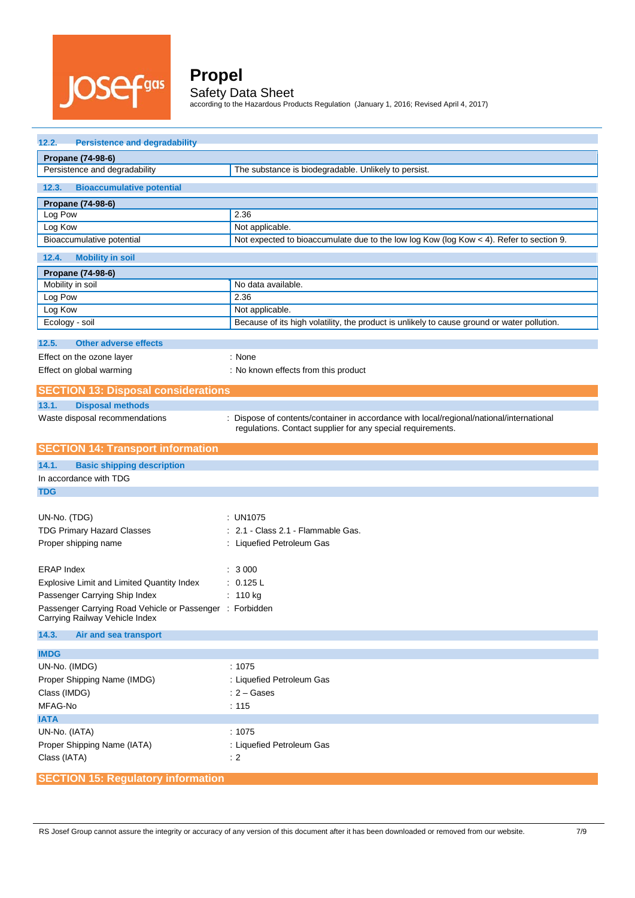### 12.2. Persistence and degradability

| Propane (74-98-6) | |
|---|---|
| Persistence and degradability | The substance is biodegradable. Unlikely to persist. |

### 12.3. Bioaccumulative potential

| Propane (74-98-6) | |
|---|---|
| Log Pow | 2.36 |
| Log Kow | Not applicable. |
| Bioaccumulative potential | Not expected to bioaccumulate due to the low log Kow (log Kow < 4). Refer to section 9. |

### 12.4. Mobility in soil

| Propane (74-98-6) | |
|---|---|
| Mobility in soil | No data available. |
| Log Pow | 2.36 |
| Log Kow | Not applicable. |
| Ecology - soil | Because of its high volatility, the product is unlikely to cause ground or water pollution. |

### 12.5. Other adverse effects

Effect on the ozone layer : None

Effect on global warming : No known effects from this product

## SECTION 13: Disposal considerations

### 13.1. Disposal methods

Waste disposal recommendations : Dispose of contents/container in accordance with local/regional/national/international regulations. Contact supplier for any special requirements.

## SECTION 14: Transport information

### 14.1. Basic shipping description

In accordance with TDG

**TDG**

UN-No. (TDG) : UN1075

TDG Primary Hazard Classes : 2.1 - Class 2.1 - Flammable Gas.

Proper shipping name : Liquefied Petroleum Gas

ERAP Index : 3 000

Explosive Limit and Limited Quantity Index : 0.125 L

Passenger Carrying Ship Index : 110 kg

Passenger Carrying Road Vehicle or Passenger Carrying Railway Vehicle Index : Forbidden

### 14.3. Air and sea transport

**IMDG**

UN-No. (IMDG) : 1075

Proper Shipping Name (IMDG) : Liquefied Petroleum Gas

Class (IMDG) : 2 – Gases

MFAG-No : 115

**IATA**

UN-No. (IATA) : 1075

Proper Shipping Name (IATA) : Liquefied Petroleum Gas

Class (IATA) : 2

## SECTION 15: Regulatory information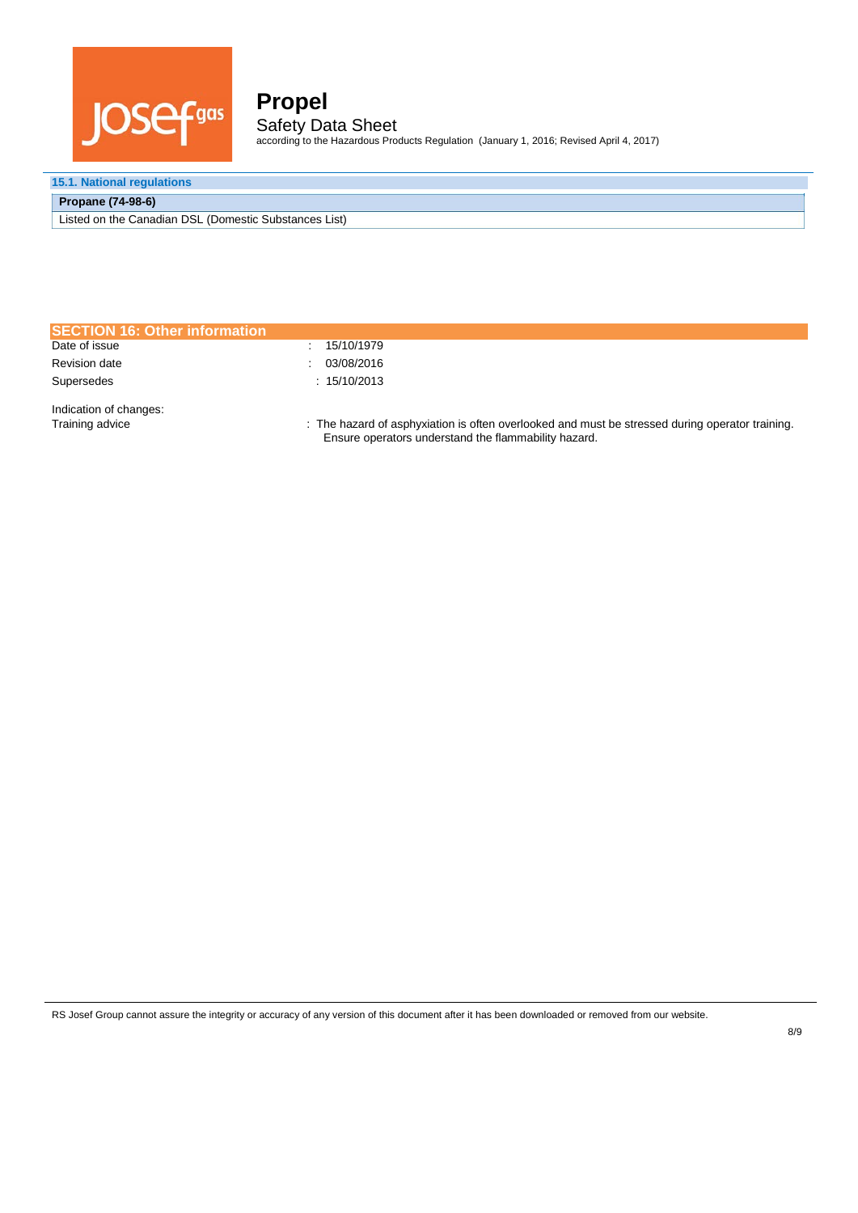### 15.1. National regulations

| Propane (74-98-6) |
|---|
| Listed on the Canadian DSL (Domestic Substances List) |

## SECTION 16: Other information

| | |
|---|---|
| Date of issue | : 15/10/1979 |
| Revision date | : 03/08/2016 |
| Supersedes | : 15/10/2013 |

Indication of changes:

| | |
|---|---|
| Training advice | : The hazard of asphyxiation is often overlooked and must be stressed during operator training. Ensure operators understand the flammability hazard. |

RS Josef Group cannot assure the integrity or accuracy of any version of this document after it has been downloaded or removed from our website.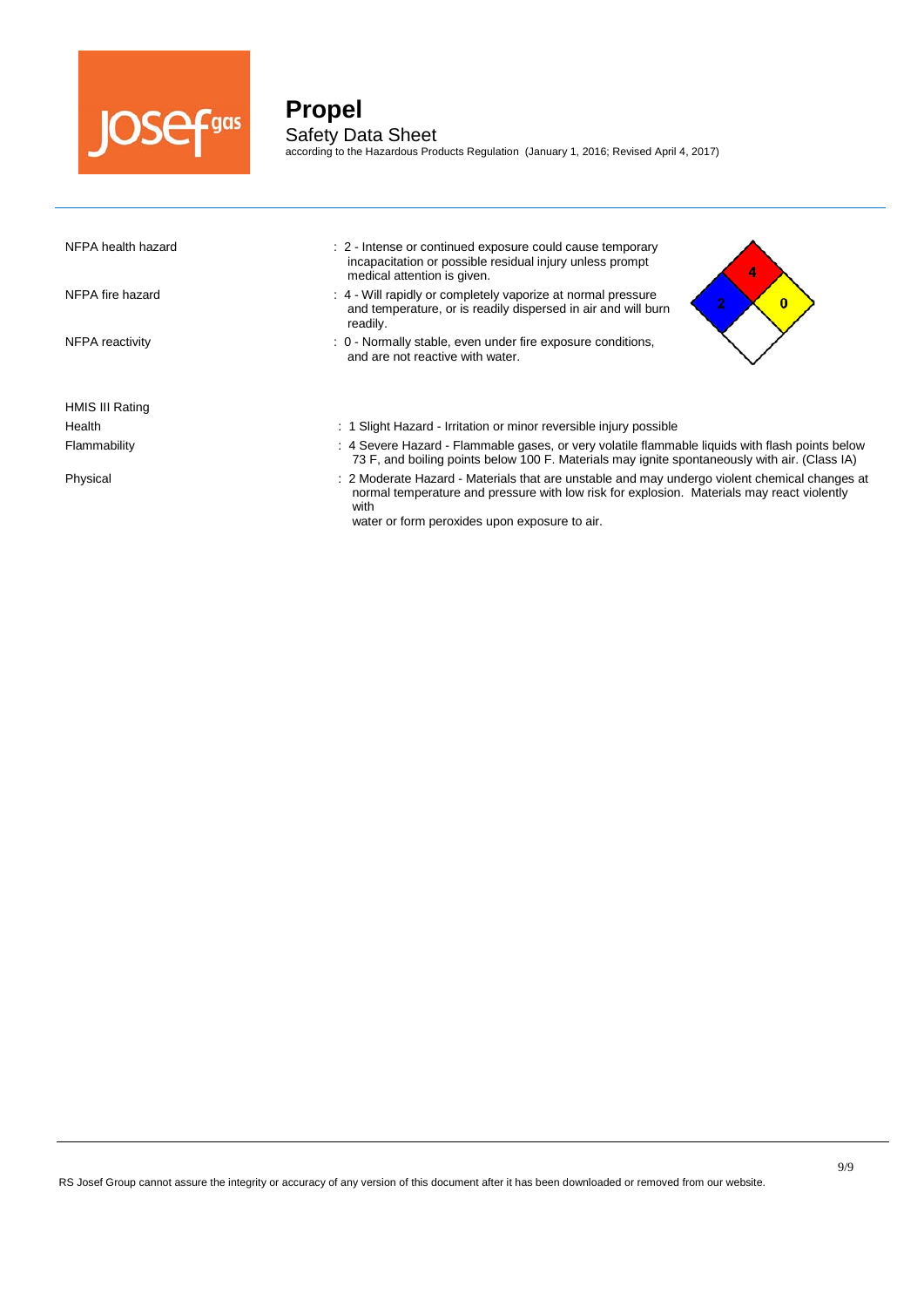NFPA health hazard : 2 - Intense or continued exposure could cause temporary incapacitation or possible residual injury unless prompt medical attention is given.

NFPA fire hazard : 4 - Will rapidly or completely vaporize at normal pressure and temperature, or is readily dispersed in air and will burn readily.

NFPA reactivity : 0 - Normally stable, even under fire exposure conditions, and are not reactive with water.

HMIS III Rating

Health : 1 Slight Hazard - Irritation or minor reversible injury possible

Flammability : 4 Severe Hazard - Flammable gases, or very volatile flammable liquids with flash points below 73 F, and boiling points below 100 F. Materials may ignite spontaneously with air. (Class IA)

Physical : 2 Moderate Hazard - Materials that are unstable and may undergo violent chemical changes at normal temperature and pressure with low risk for explosion. Materials may react violently with water or form peroxides upon exposure to air.

RS Josef Group cannot assure the integrity or accuracy of any version of this document after it has been downloaded or removed from our website.